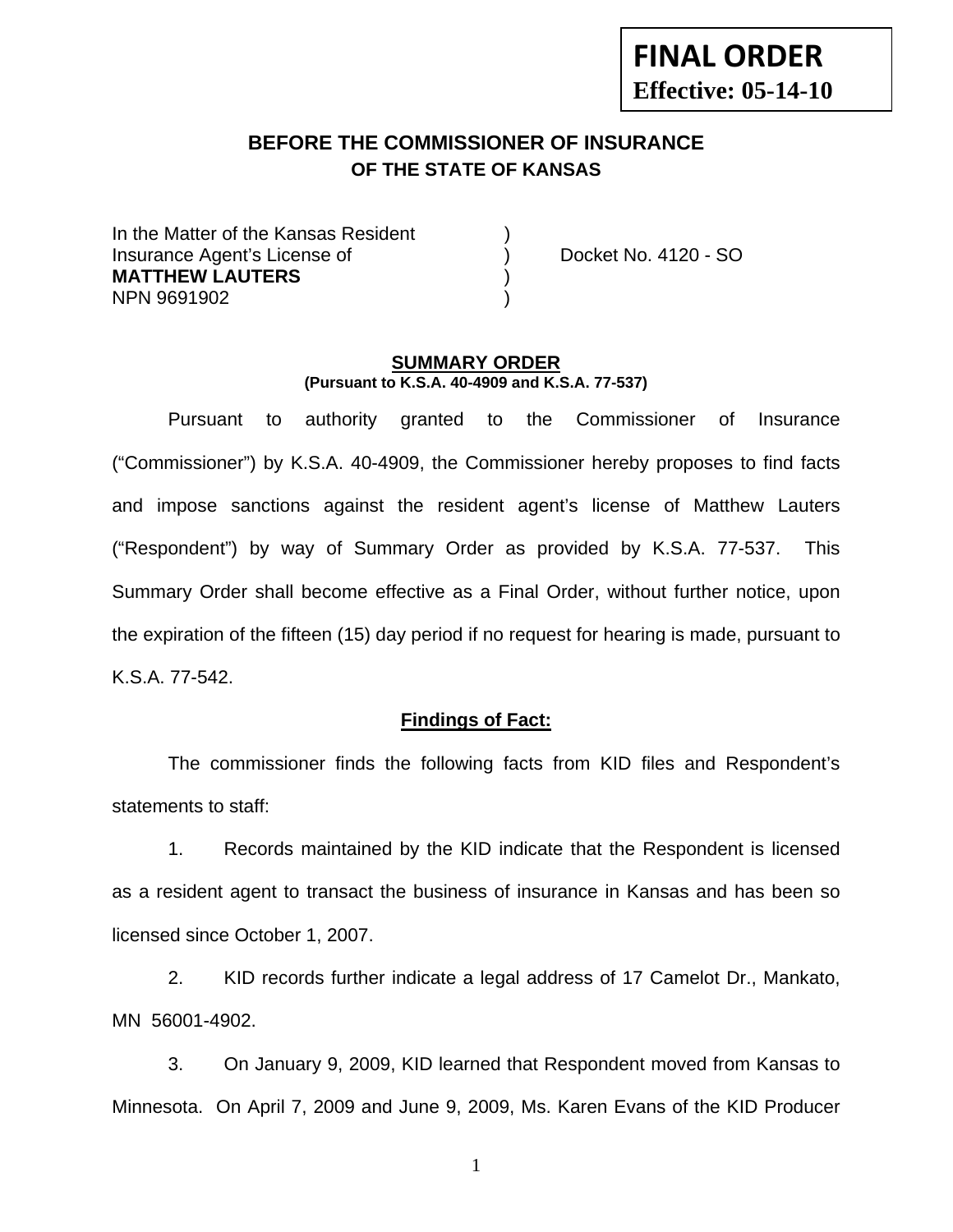**FINAL ORDER**
**Effective: 05-14-10**

## BEFORE THE COMMISSIONER OF INSURANCE OF THE STATE OF KANSAS

In the Matter of the Kansas Resident )
Insurance Agent's License of ) Docket No. 4120 - SO
**MATTHEW LAUTERS** )
NPN 9691902 )

### SUMMARY ORDER
**(Pursuant to K.S.A. 40-4909 and K.S.A. 77-537)**

Pursuant to authority granted to the Commissioner of Insurance ("Commissioner") by K.S.A. 40-4909, the Commissioner hereby proposes to find facts and impose sanctions against the resident agent's license of Matthew Lauters ("Respondent") by way of Summary Order as provided by K.S.A. 77-537. This Summary Order shall become effective as a Final Order, without further notice, upon the expiration of the fifteen (15) day period if no request for hearing is made, pursuant to K.S.A. 77-542.

### Findings of Fact:

The commissioner finds the following facts from KID files and Respondent's statements to staff:

1. Records maintained by the KID indicate that the Respondent is licensed as a resident agent to transact the business of insurance in Kansas and has been so licensed since October 1, 2007.

2. KID records further indicate a legal address of 17 Camelot Dr., Mankato, MN 56001-4902.

3. On January 9, 2009, KID learned that Respondent moved from Kansas to Minnesota. On April 7, 2009 and June 9, 2009, Ms. Karen Evans of the KID Producer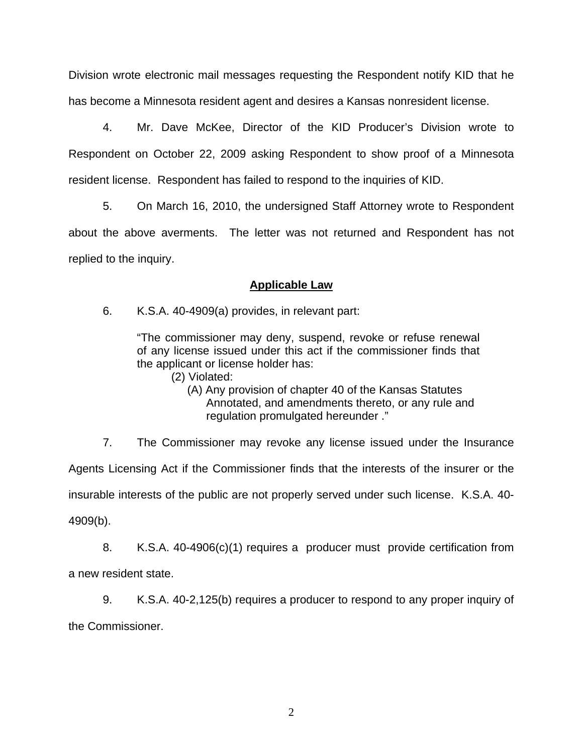Division wrote electronic mail messages requesting the Respondent notify KID that he has become a Minnesota resident agent and desires a Kansas nonresident license.

4. Mr. Dave McKee, Director of the KID Producer's Division wrote to Respondent on October 22, 2009 asking Respondent to show proof of a Minnesota resident license. Respondent has failed to respond to the inquiries of KID.

5. On March 16, 2010, the undersigned Staff Attorney wrote to Respondent about the above averments. The letter was not returned and Respondent has not replied to the inquiry.

## Applicable Law

6. K.S.A. 40-4909(a) provides, in relevant part:

> "The commissioner may deny, suspend, revoke or refuse renewal of any license issued under this act if the commissioner finds that the applicant or license holder has:
>
> (2) Violated:
>
> (A) Any provision of chapter 40 of the Kansas Statutes Annotated, and amendments thereto, or any rule and regulation promulgated hereunder ."

7. The Commissioner may revoke any license issued under the Insurance Agents Licensing Act if the Commissioner finds that the interests of the insurer or the insurable interests of the public are not properly served under such license. K.S.A. 40-4909(b).

8. K.S.A. 40-4906(c)(1) requires a producer must provide certification from a new resident state.

9. K.S.A. 40-2,125(b) requires a producer to respond to any proper inquiry of the Commissioner.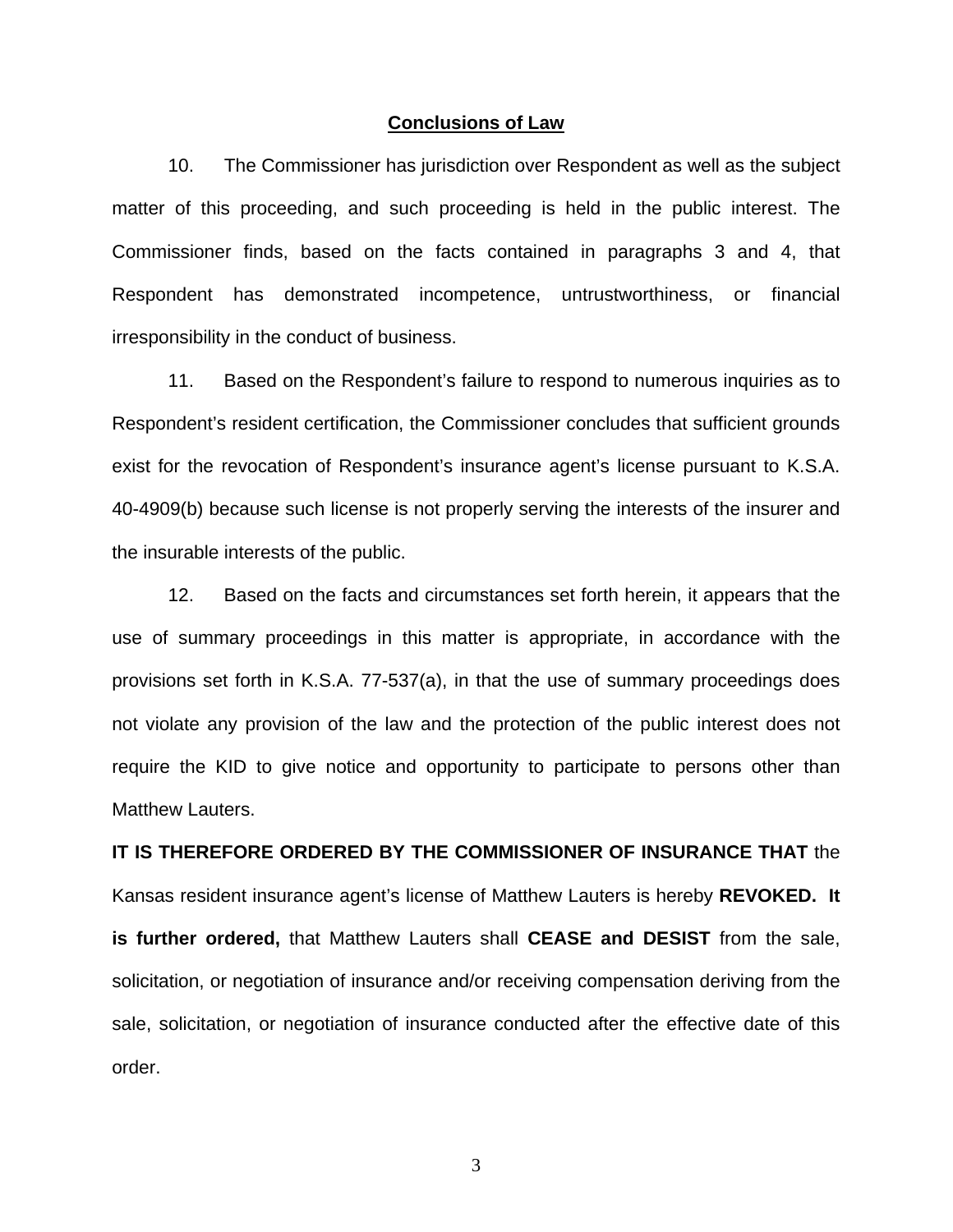## Conclusions of Law

10. The Commissioner has jurisdiction over Respondent as well as the subject matter of this proceeding, and such proceeding is held in the public interest. The Commissioner finds, based on the facts contained in paragraphs 3 and 4, that Respondent has demonstrated incompetence, untrustworthiness, or financial irresponsibility in the conduct of business.

11. Based on the Respondent's failure to respond to numerous inquiries as to Respondent's resident certification, the Commissioner concludes that sufficient grounds exist for the revocation of Respondent's insurance agent's license pursuant to K.S.A. 40-4909(b) because such license is not properly serving the interests of the insurer and the insurable interests of the public.

12. Based on the facts and circumstances set forth herein, it appears that the use of summary proceedings in this matter is appropriate, in accordance with the provisions set forth in K.S.A. 77-537(a), in that the use of summary proceedings does not violate any provision of the law and the protection of the public interest does not require the KID to give notice and opportunity to participate to persons other than Matthew Lauters.

**IT IS THEREFORE ORDERED BY THE COMMISSIONER OF INSURANCE THAT** the Kansas resident insurance agent's license of Matthew Lauters is hereby **REVOKED. It is further ordered,** that Matthew Lauters shall **CEASE and DESIST** from the sale, solicitation, or negotiation of insurance and/or receiving compensation deriving from the sale, solicitation, or negotiation of insurance conducted after the effective date of this order.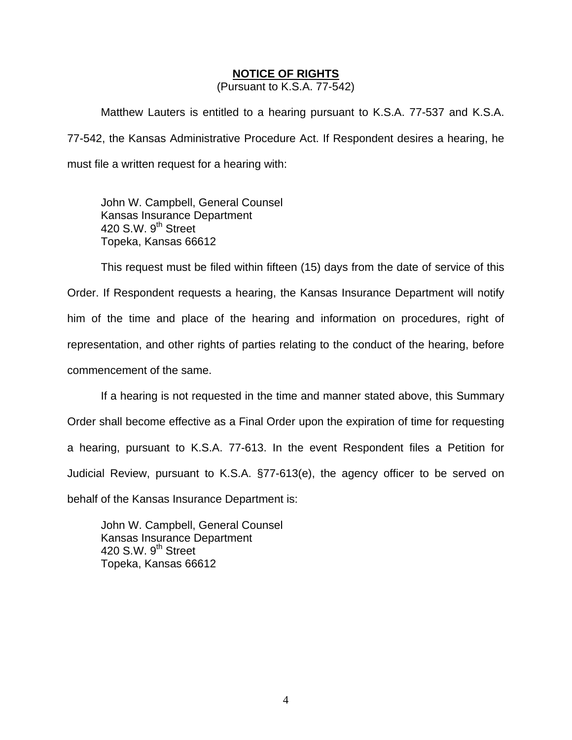## NOTICE OF RIGHTS

(Pursuant to K.S.A. 77-542)

Matthew Lauters is entitled to a hearing pursuant to K.S.A. 77-537 and K.S.A. 77-542, the Kansas Administrative Procedure Act. If Respondent desires a hearing, he must file a written request for a hearing with:

John W. Campbell, General Counsel  
Kansas Insurance Department  
420 S.W. 9th Street  
Topeka, Kansas 66612

This request must be filed within fifteen (15) days from the date of service of this Order. If Respondent requests a hearing, the Kansas Insurance Department will notify him of the time and place of the hearing and information on procedures, right of representation, and other rights of parties relating to the conduct of the hearing, before commencement of the same.

If a hearing is not requested in the time and manner stated above, this Summary Order shall become effective as a Final Order upon the expiration of time for requesting a hearing, pursuant to K.S.A. 77-613. In the event Respondent files a Petition for Judicial Review, pursuant to K.S.A. §77-613(e), the agency officer to be served on behalf of the Kansas Insurance Department is:

John W. Campbell, General Counsel  
Kansas Insurance Department  
420 S.W. 9th Street  
Topeka, Kansas 66612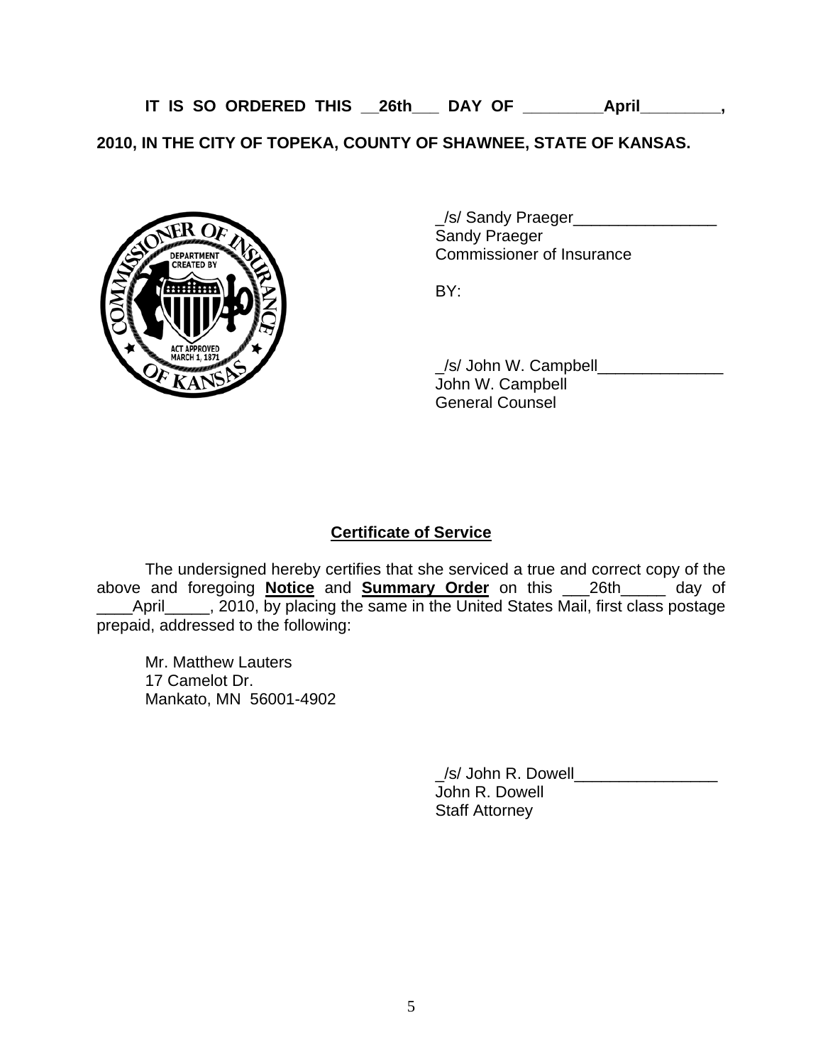**IT IS SO ORDERED THIS __26th___ DAY OF _________April_________, 2010, IN THE CITY OF TOPEKA, COUNTY OF SHAWNEE, STATE OF KANSAS.**

_/s/ Sandy Praeger________________
Sandy Praeger
Commissioner of Insurance

BY:

_/s/ John W. Campbell______________
John W. Campbell
General Counsel

## Certificate of Service

The undersigned hereby certifies that she serviced a true and correct copy of the above and foregoing **Notice** and **Summary Order** on this ___26th_____ day of ____April_____, 2010, by placing the same in the United States Mail, first class postage prepaid, addressed to the following:

Mr. Matthew Lauters
17 Camelot Dr.
Mankato, MN 56001-4902

_/s/ John R. Dowell________________
John R. Dowell
Staff Attorney